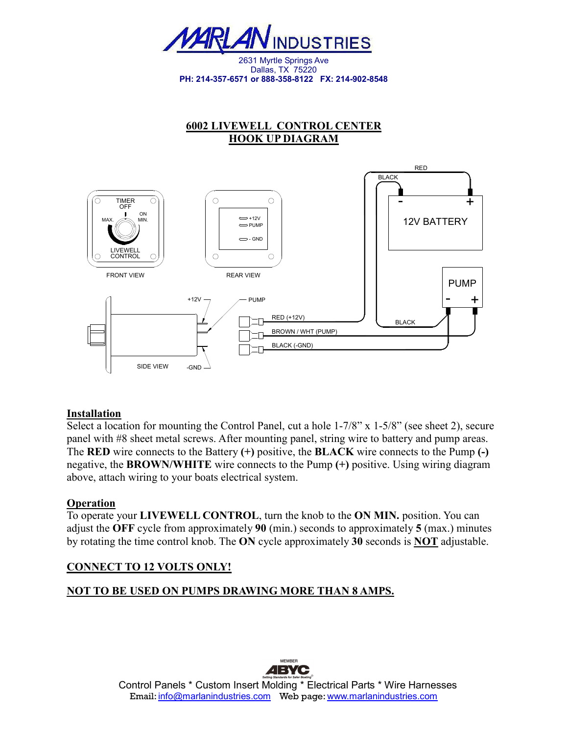# MARLAN INDUSTRIES

2631 Myrtle Springs Ave
Dallas, TX 75220
**PH: 214-357-6571 or 888-358-8122 FX: 214-902-8548**

## 6002 LIVEWELL CONTROL CENTER
## HOOK UP DIAGRAM

FRONT VIEW: TIMER OFF, MAX., ON MIN., LIVEWELL CONTROL

REAR VIEW: +12V, PUMP, - GND

SIDE VIEW: +12V, PUMP, -GND

RED (+12V) — RED to 12V BATTERY (+)
BROWN / WHT (PUMP) — to PUMP (+)
BLACK (-GND) — to PUMP (-); BLACK from PUMP (-) to 12V BATTERY (-)

### Installation

Select a location for mounting the Control Panel, cut a hole 1-7/8" x 1-5/8" (see sheet 2), secure panel with #8 sheet metal screws. After mounting panel, string wire to battery and pump areas. The **RED** wire connects to the Battery **(+)** positive, the **BLACK** wire connects to the Pump **(-)** negative, the **BROWN/WHITE** wire connects to the Pump **(+)** positive. Using wiring diagram above, attach wiring to your boats electrical system.

### Operation

To operate your **LIVEWELL CONTROL**, turn the knob to the **ON MIN.** position. You can adjust the **OFF** cycle from approximately **90** (min.) seconds to approximately **5** (max.) minutes by rotating the time control knob. The **ON** cycle approximately **30** seconds is **NOT** adjustable.

**CONNECT TO 12 VOLTS ONLY!**

**NOT TO BE USED ON PUMPS DRAWING MORE THAN 8 AMPS.**

MEMBER ABYC

Control Panels * Custom Insert Molding * Electrical Parts * Wire Harnesses
Email: info@marlanindustries.com Web page: www.marlanindustries.com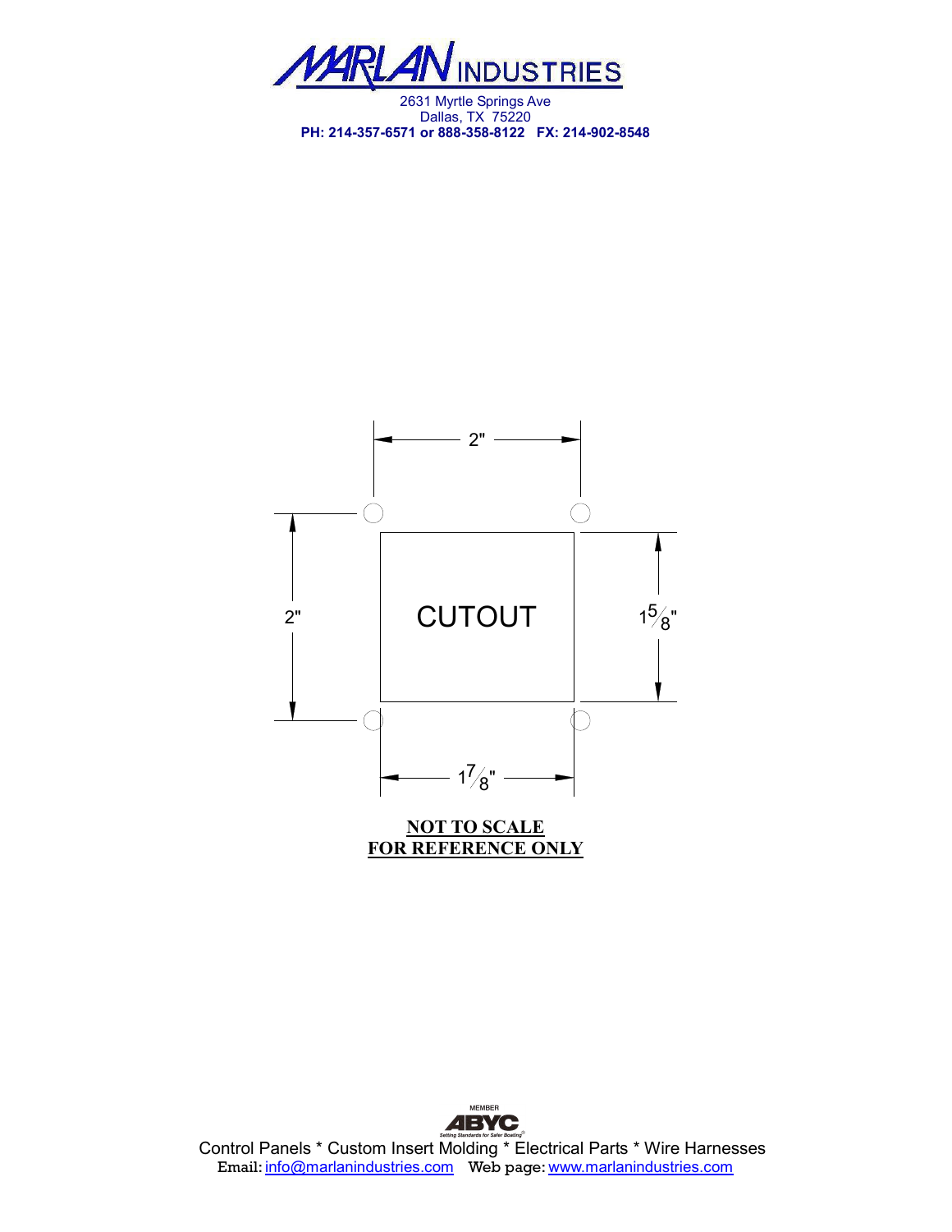# MARLAN INDUSTRIES

2631 Myrtle Springs Ave
Dallas, TX 75220
**PH: 214-357-6571 or 888-358-8122 FX: 214-902-8548**

2"

2"

CUTOUT

1 5/8"

1 7/8"

**NOT TO SCALE**
**FOR REFERENCE ONLY**

MEMBER ABYC Setting Standards for Safer Boating

Control Panels * Custom Insert Molding * Electrical Parts * Wire Harnesses

Email: info@marlanindustries.com Web page: www.marlanindustries.com